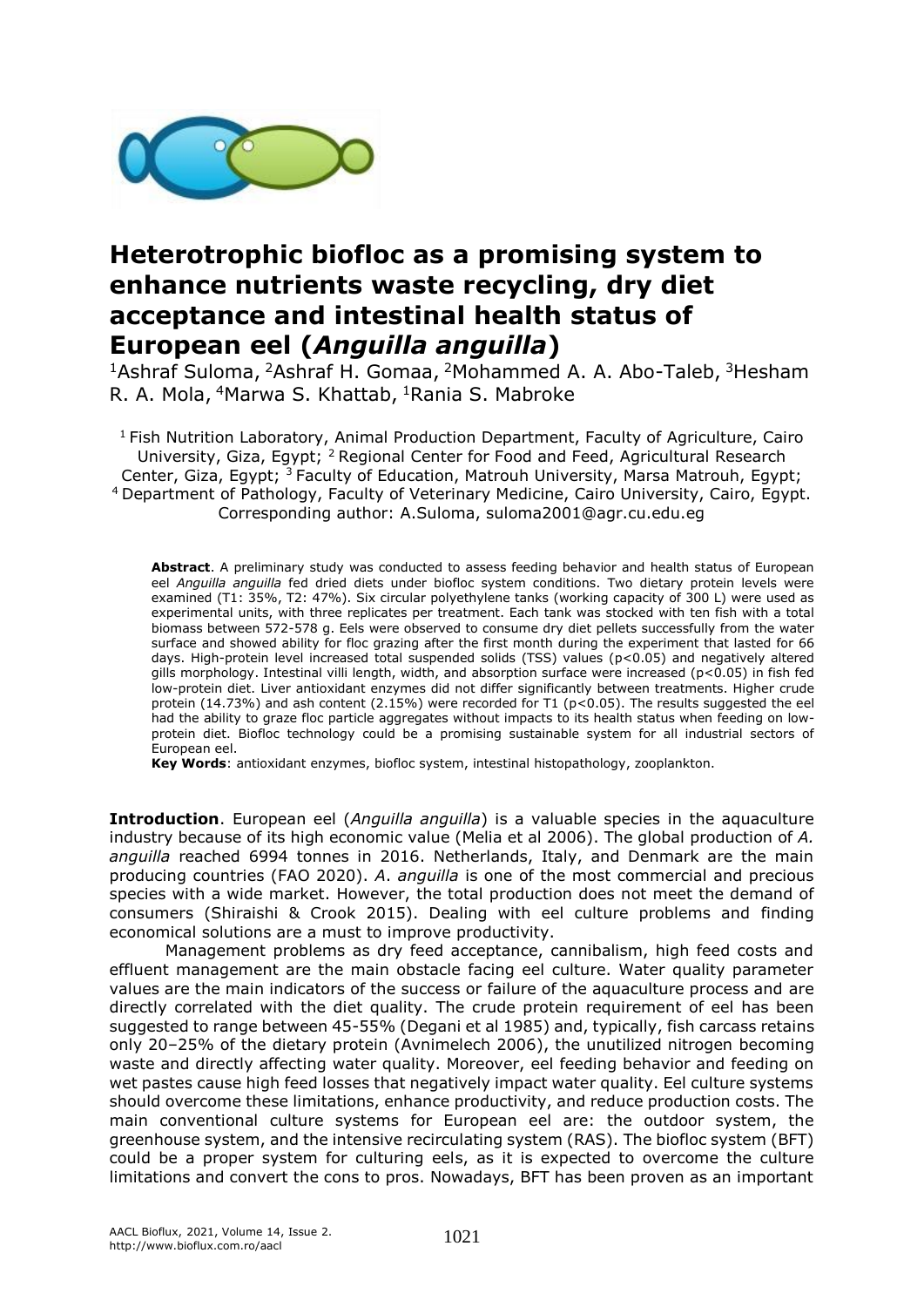# Heterotrophic biofloc as a promising system to enhance nutrients waste recycling, dry diet acceptance and intestinal health status of European eel (*Anguilla anguilla*)

[1]Ashraf Suloma, [2]Ashraf H. Gomaa, [2]Mohammed A. A. Abo-Taleb, [3]Hesham R. A. Mola, [4]Marwa S. Khattab, [1]Rania S. Mabroke

[1] Fish Nutrition Laboratory, Animal Production Department, Faculty of Agriculture, Cairo University, Giza, Egypt; [2] Regional Center for Food and Feed, Agricultural Research Center, Giza, Egypt; [3] Faculty of Education, Matrouh University, Marsa Matrouh, Egypt; [4] Department of Pathology, Faculty of Veterinary Medicine, Cairo University, Cairo, Egypt. Corresponding author: A.Suloma, suloma2001@agr.cu.edu.eg

**Abstract**. A preliminary study was conducted to assess feeding behavior and health status of European eel *Anguilla anguilla* fed dried diets under biofloc system conditions. Two dietary protein levels were examined (T1: 35%, T2: 47%). Six circular polyethylene tanks (working capacity of 300 L) were used as experimental units, with three replicates per treatment. Each tank was stocked with ten fish with a total biomass between 572-578 g. Eels were observed to consume dry diet pellets successfully from the water surface and showed ability for floc grazing after the first month during the experiment that lasted for 66 days. High-protein level increased total suspended solids (TSS) values ($p<0.05$) and negatively altered gills morphology. Intestinal villi length, width, and absorption surface were increased ($p<0.05$) in fish fed low-protein diet. Liver antioxidant enzymes did not differ significantly between treatments. Higher crude protein (14.73%) and ash content (2.15%) were recorded for T1 ($p<0.05$). The results suggested the eel had the ability to graze floc particle aggregates without impacts to its health status when feeding on low-protein diet. Biofloc technology could be a promising sustainable system for all industrial sectors of European eel.

**Key Words**: antioxidant enzymes, biofloc system, intestinal histopathology, zooplankton.

**Introduction**. European eel (*Anguilla anguilla*) is a valuable species in the aquaculture industry because of its high economic value (Melia et al 2006). The global production of *A. anguilla* reached 6994 tonnes in 2016. Netherlands, Italy, and Denmark are the main producing countries (FAO 2020). *A. anguilla* is one of the most commercial and precious species with a wide market. However, the total production does not meet the demand of consumers (Shiraishi & Crook 2015). Dealing with eel culture problems and finding economical solutions are a must to improve productivity.

Management problems as dry feed acceptance, cannibalism, high feed costs and effluent management are the main obstacle facing eel culture. Water quality parameter values are the main indicators of the success or failure of the aquaculture process and are directly correlated with the diet quality. The crude protein requirement of eel has been suggested to range between 45-55% (Degani et al 1985) and, typically, fish carcass retains only 20–25% of the dietary protein (Avnimelech 2006), the unutilized nitrogen becoming waste and directly affecting water quality. Moreover, eel feeding behavior and feeding on wet pastes cause high feed losses that negatively impact water quality. Eel culture systems should overcome these limitations, enhance productivity, and reduce production costs. The main conventional culture systems for European eel are: the outdoor system, the greenhouse system, and the intensive recirculating system (RAS). The biofloc system (BFT) could be a proper system for culturing eels, as it is expected to overcome the culture limitations and convert the cons to pros. Nowadays, BFT has been proven as an important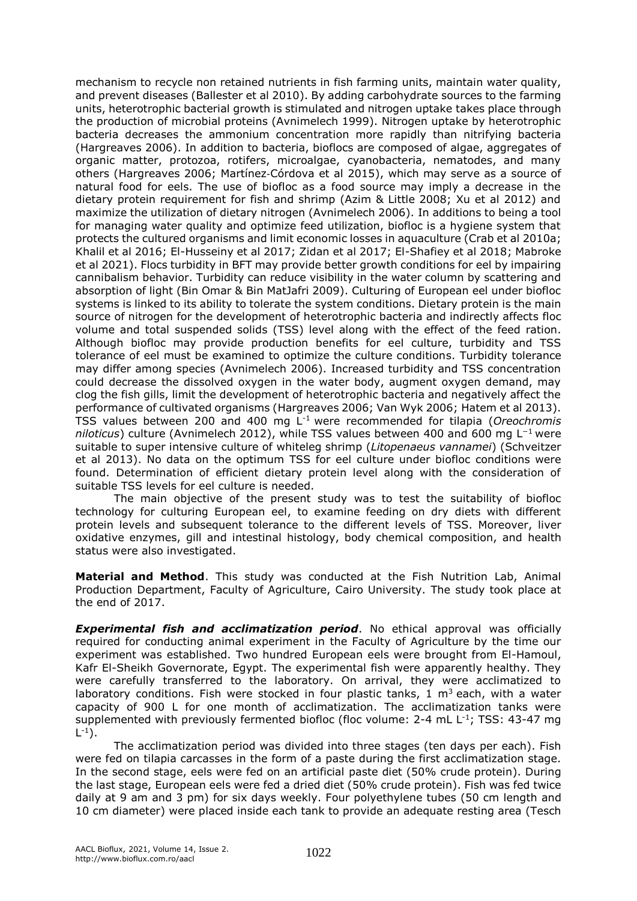mechanism to recycle non retained nutrients in fish farming units, maintain water quality, and prevent diseases (Ballester et al 2010). By adding carbohydrate sources to the farming units, heterotrophic bacterial growth is stimulated and nitrogen uptake takes place through the production of microbial proteins (Avnimelech 1999). Nitrogen uptake by heterotrophic bacteria decreases the ammonium concentration more rapidly than nitrifying bacteria (Hargreaves 2006). In addition to bacteria, bioflocs are composed of algae, aggregates of organic matter, protozoa, rotifers, microalgae, cyanobacteria, nematodes, and many others (Hargreaves 2006; Martínez-Córdova et al 2015), which may serve as a source of natural food for eels. The use of biofloc as a food source may imply a decrease in the dietary protein requirement for fish and shrimp (Azim & Little 2008; Xu et al 2012) and maximize the utilization of dietary nitrogen (Avnimelech 2006). In additions to being a tool for managing water quality and optimize feed utilization, biofloc is a hygiene system that protects the cultured organisms and limit economic losses in aquaculture (Crab et al 2010a; Khalil et al 2016; El-Husseiny et al 2017; Zidan et al 2017; El-Shafiey et al 2018; Mabroke et al 2021). Flocs turbidity in BFT may provide better growth conditions for eel by impairing cannibalism behavior. Turbidity can reduce visibility in the water column by scattering and absorption of light (Bin Omar & Bin MatJafri 2009). Culturing of European eel under biofloc systems is linked to its ability to tolerate the system conditions. Dietary protein is the main source of nitrogen for the development of heterotrophic bacteria and indirectly affects floc volume and total suspended solids (TSS) level along with the effect of the feed ration. Although biofloc may provide production benefits for eel culture, turbidity and TSS tolerance of eel must be examined to optimize the culture conditions. Turbidity tolerance may differ among species (Avnimelech 2006). Increased turbidity and TSS concentration could decrease the dissolved oxygen in the water body, augment oxygen demand, may clog the fish gills, limit the development of heterotrophic bacteria and negatively affect the performance of cultivated organisms (Hargreaves 2006; Van Wyk 2006; Hatem et al 2013). TSS values between 200 and 400 mg $L^{-1}$ were recommended for tilapia (*Oreochromis niloticus*) culture (Avnimelech 2012), while TSS values between 400 and 600 mg $L^{-1}$ were suitable to super intensive culture of whiteleg shrimp (*Litopenaeus vannamei*) (Schveitzer et al 2013). No data on the optimum TSS for eel culture under biofloc conditions were found. Determination of efficient dietary protein level along with the consideration of suitable TSS levels for eel culture is needed.

The main objective of the present study was to test the suitability of biofloc technology for culturing European eel, to examine feeding on dry diets with different protein levels and subsequent tolerance to the different levels of TSS. Moreover, liver oxidative enzymes, gill and intestinal histology, body chemical composition, and health status were also investigated.

**Material and Method**. This study was conducted at the Fish Nutrition Lab, Animal Production Department, Faculty of Agriculture, Cairo University. The study took place at the end of 2017.

***Experimental fish and acclimatization period***. No ethical approval was officially required for conducting animal experiment in the Faculty of Agriculture by the time our experiment was established. Two hundred European eels were brought from El-Hamoul, Kafr El-Sheikh Governorate, Egypt. The experimental fish were apparently healthy. They were carefully transferred to the laboratory. On arrival, they were acclimatized to laboratory conditions. Fish were stocked in four plastic tanks, 1 $m^3$ each, with a water capacity of 900 L for one month of acclimatization. The acclimatization tanks were supplemented with previously fermented biofloc (floc volume: 2-4 mL $L^{-1}$; TSS: 43-47 mg $L^{-1}$).

The acclimatization period was divided into three stages (ten days per each). Fish were fed on tilapia carcasses in the form of a paste during the first acclimatization stage. In the second stage, eels were fed on an artificial paste diet (50% crude protein). During the last stage, European eels were fed a dried diet (50% crude protein). Fish was fed twice daily at 9 am and 3 pm) for six days weekly. Four polyethylene tubes (50 cm length and 10 cm diameter) were placed inside each tank to provide an adequate resting area (Tesch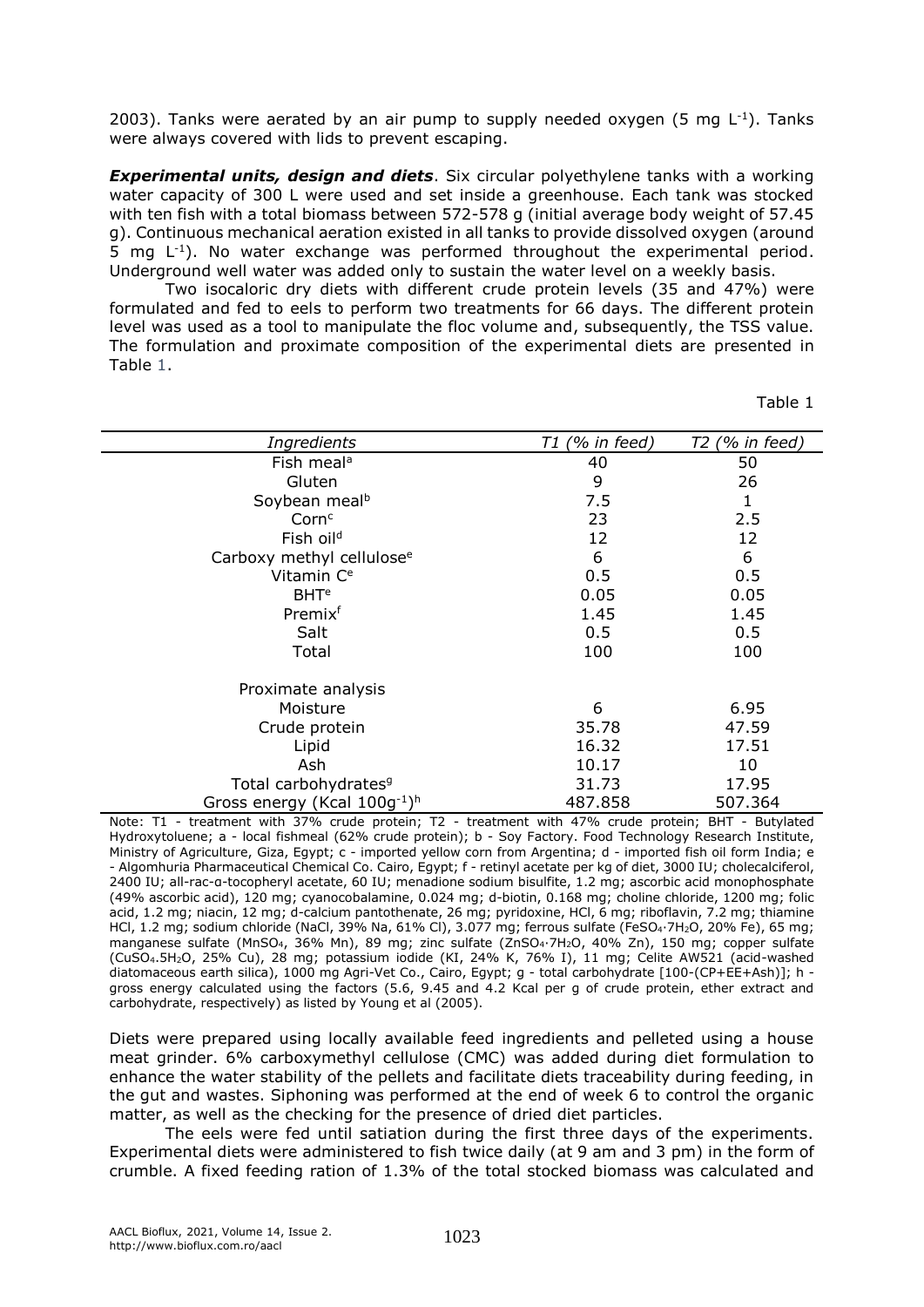2003). Tanks were aerated by an air pump to supply needed oxygen (5 mg $L^{-1}$). Tanks were always covered with lids to prevent escaping.

***Experimental units, design and diets***. Six circular polyethylene tanks with a working water capacity of 300 L were used and set inside a greenhouse. Each tank was stocked with ten fish with a total biomass between 572-578 g (initial average body weight of 57.45 g). Continuous mechanical aeration existed in all tanks to provide dissolved oxygen (around 5 mg $L^{-1}$). No water exchange was performed throughout the experimental period. Underground well water was added only to sustain the water level on a weekly basis.

Two isocaloric dry diets with different crude protein levels (35 and 47%) were formulated and fed to eels to perform two treatments for 66 days. The different protein level was used as a tool to manipulate the floc volume and, subsequently, the TSS value. The formulation and proximate composition of the experimental diets are presented in Table 1.

Table 1

| *Ingredients* | *T1 (% in feed)* | *T2 (% in feed)* |
|---|---|---|
| Fish meal[a] | 40 | 50 |
| Gluten | 9 | 26 |
| Soybean meal[b] | 7.5 | 1 |
| Corn[c] | 23 | 2.5 |
| Fish oil[d] | 12 | 12 |
| Carboxy methyl cellulose[e] | 6 | 6 |
| Vitamin C[e] | 0.5 | 0.5 |
| BHT[e] | 0.05 | 0.05 |
| Premix[f] | 1.45 | 1.45 |
| Salt | 0.5 | 0.5 |
| Total | 100 | 100 |
| Proximate analysis | | |
| Moisture | 6 | 6.95 |
| Crude protein | 35.78 | 47.59 |
| Lipid | 16.32 | 17.51 |
| Ash | 10.17 | 10 |
| Total carbohydrates[g] | 31.73 | 17.95 |
| Gross energy (Kcal $100g^{-1}$)[h] | 487.858 | 507.364 |

Note: T1 - treatment with 37% crude protein; T2 - treatment with 47% crude protein; BHT - Butylated Hydroxytoluene; a - local fishmeal (62% crude protein); b - Soy Factory. Food Technology Research Institute, Ministry of Agriculture, Giza, Egypt; c - imported yellow corn from Argentina; d - imported fish oil form India; e - Algomhuria Pharmaceutical Chemical Co. Cairo, Egypt; f - retinyl acetate per kg of diet, 3000 IU; cholecalciferol, 2400 IU; all-rac-α-tocopheryl acetate, 60 IU; menadione sodium bisulfite, 1.2 mg; ascorbic acid monophosphate (49% ascorbic acid), 120 mg; cyanocobalamine, 0.024 mg; d-biotin, 0.168 mg; choline chloride, 1200 mg; folic acid, 1.2 mg; niacin, 12 mg; d-calcium pantothenate, 26 mg; pyridoxine, HCl, 6 mg; riboflavin, 7.2 mg; thiamine HCl, 1.2 mg; sodium chloride (NaCl, 39% Na, 61% Cl), 3.077 mg; ferrous sulfate ($FeSO_4 \cdot 7H_2O$, 20% Fe), 65 mg; manganese sulfate ($MnSO_4$, 36% Mn), 89 mg; zinc sulfate ($ZnSO_4 \cdot 7H_2O$, 40% Zn), 150 mg; copper sulfate ($CuSO_4 \cdot 5H_2O$, 25% Cu), 28 mg; potassium iodide (KI, 24% K, 76% I), 11 mg; Celite AW521 (acid-washed diatomaceous earth silica), 1000 mg Agri-Vet Co., Cairo, Egypt; g - total carbohydrate [100-(CP+EE+Ash)]; h - gross energy calculated using the factors (5.6, 9.45 and 4.2 Kcal per g of crude protein, ether extract and carbohydrate, respectively) as listed by Young et al (2005).

Diets were prepared using locally available feed ingredients and pelleted using a house meat grinder. 6% carboxymethyl cellulose (CMC) was added during diet formulation to enhance the water stability of the pellets and facilitate diets traceability during feeding, in the gut and wastes. Siphoning was performed at the end of week 6 to control the organic matter, as well as the checking for the presence of dried diet particles.

The eels were fed until satiation during the first three days of the experiments. Experimental diets were administered to fish twice daily (at 9 am and 3 pm) in the form of crumble. A fixed feeding ration of 1.3% of the total stocked biomass was calculated and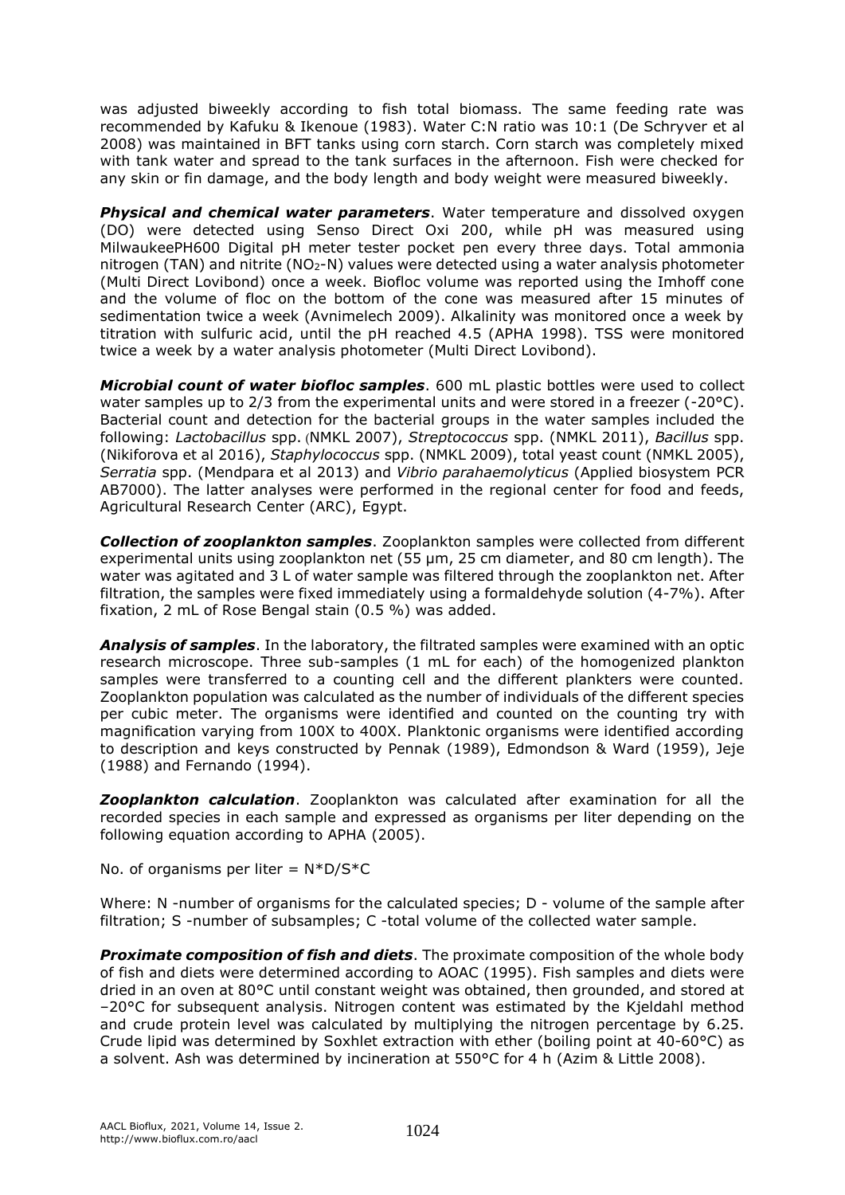was adjusted biweekly according to fish total biomass. The same feeding rate was recommended by Kafuku & Ikenoue (1983). Water C:N ratio was 10:1 (De Schryver et al 2008) was maintained in BFT tanks using corn starch. Corn starch was completely mixed with tank water and spread to the tank surfaces in the afternoon. Fish were checked for any skin or fin damage, and the body length and body weight were measured biweekly.

***Physical and chemical water parameters***. Water temperature and dissolved oxygen (DO) were detected using Senso Direct Oxi 200, while pH was measured using MilwaukeePH600 Digital pH meter tester pocket pen every three days. Total ammonia nitrogen (TAN) and nitrite ($NO_2$-N) values were detected using a water analysis photometer (Multi Direct Lovibond) once a week. Biofloc volume was reported using the Imhoff cone and the volume of floc on the bottom of the cone was measured after 15 minutes of sedimentation twice a week (Avnimelech 2009). Alkalinity was monitored once a week by titration with sulfuric acid, until the pH reached 4.5 (APHA 1998). TSS were monitored twice a week by a water analysis photometer (Multi Direct Lovibond).

***Microbial count of water biofloc samples***. 600 mL plastic bottles were used to collect water samples up to 2/3 from the experimental units and were stored in a freezer (-20°C). Bacterial count and detection for the bacterial groups in the water samples included the following: *Lactobacillus* spp. (NMKL 2007), *Streptococcus* spp. (NMKL 2011), *Bacillus* spp. (Nikiforova et al 2016), *Staphylococcus* spp. (NMKL 2009), total yeast count (NMKL 2005), *Serratia* spp. (Mendpara et al 2013) and *Vibrio parahaemolyticus* (Applied biosystem PCR AB7000). The latter analyses were performed in the regional center for food and feeds, Agricultural Research Center (ARC), Egypt.

***Collection of zooplankton samples***. Zooplankton samples were collected from different experimental units using zooplankton net (55 µm, 25 cm diameter, and 80 cm length). The water was agitated and 3 L of water sample was filtered through the zooplankton net. After filtration, the samples were fixed immediately using a formaldehyde solution (4-7%). After fixation, 2 mL of Rose Bengal stain (0.5 %) was added.

***Analysis of samples***. In the laboratory, the filtrated samples were examined with an optic research microscope. Three sub-samples (1 mL for each) of the homogenized plankton samples were transferred to a counting cell and the different plankters were counted. Zooplankton population was calculated as the number of individuals of the different species per cubic meter. The organisms were identified and counted on the counting try with magnification varying from 100X to 400X. Planktonic organisms were identified according to description and keys constructed by Pennak (1989), Edmondson & Ward (1959), Jeje (1988) and Fernando (1994).

***Zooplankton calculation***. Zooplankton was calculated after examination for all the recorded species in each sample and expressed as organisms per liter depending on the following equation according to APHA (2005).

No. of organisms per liter = $N*D/S*C$

Where: N -number of organisms for the calculated species; D - volume of the sample after filtration; S -number of subsamples; C -total volume of the collected water sample.

***Proximate composition of fish and diets***. The proximate composition of the whole body of fish and diets were determined according to AOAC (1995). Fish samples and diets were dried in an oven at 80°C until constant weight was obtained, then grounded, and stored at –20°C for subsequent analysis. Nitrogen content was estimated by the Kjeldahl method and crude protein level was calculated by multiplying the nitrogen percentage by 6.25. Crude lipid was determined by Soxhlet extraction with ether (boiling point at 40-60°C) as a solvent. Ash was determined by incineration at 550°C for 4 h (Azim & Little 2008).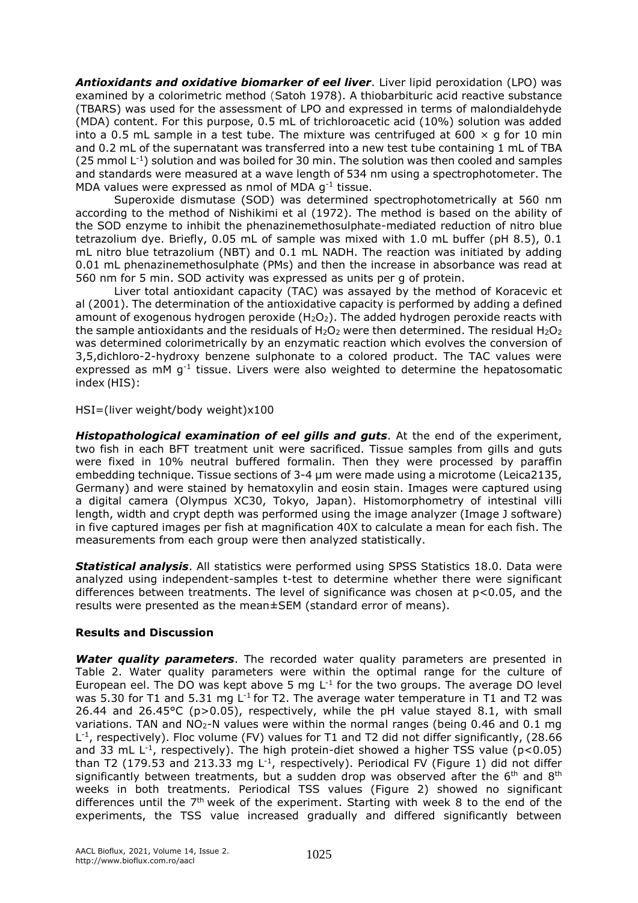***Antioxidants and oxidative biomarker of eel liver***. Liver lipid peroxidation (LPO) was examined by a colorimetric method (Satoh 1978). A thiobarbituric acid reactive substance (TBARS) was used for the assessment of LPO and expressed in terms of malondialdehyde (MDA) content. For this purpose, 0.5 mL of trichloroacetic acid (10%) solution was added into a 0.5 mL sample in a test tube. The mixture was centrifuged at 600 × g for 10 min and 0.2 mL of the supernatant was transferred into a new test tube containing 1 mL of TBA (25 mmol $L^{-1}$) solution and was boiled for 30 min. The solution was then cooled and samples and standards were measured at a wave length of 534 nm using a spectrophotometer. The MDA values were expressed as nmol of MDA $g^{-1}$ tissue.

Superoxide dismutase (SOD) was determined spectrophotometrically at 560 nm according to the method of Nishikimi et al (1972). The method is based on the ability of the SOD enzyme to inhibit the phenazinemethosulphate-mediated reduction of nitro blue tetrazolium dye. Briefly, 0.05 mL of sample was mixed with 1.0 mL buffer (pH 8.5), 0.1 mL nitro blue tetrazolium (NBT) and 0.1 mL NADH. The reaction was initiated by adding 0.01 mL phenazinemethosulphate (PMs) and then the increase in absorbance was read at 560 nm for 5 min. SOD activity was expressed as units per g of protein.

Liver total antioxidant capacity (TAC) was assayed by the method of Koracevic et al (2001). The determination of the antioxidative capacity is performed by adding a defined amount of exogenous hydrogen peroxide ($H_2O_2$). The added hydrogen peroxide reacts with the sample antioxidants and the residuals of $H_2O_2$ were then determined. The residual $H_2O_2$ was determined colorimetrically by an enzymatic reaction which evolves the conversion of 3,5,dichloro-2-hydroxy benzene sulphonate to a colored product. The TAC values were expressed as mM $g^{-1}$ tissue. Livers were also weighted to determine the hepatosomatic index (HIS):

HSI=(liver weight/body weight)x100

***Histopathological examination of eel gills and guts***. At the end of the experiment, two fish in each BFT treatment unit were sacrificed. Tissue samples from gills and guts were fixed in 10% neutral buffered formalin. Then they were processed by paraffin embedding technique. Tissue sections of 3-4 μm were made using a microtome (Leica2135, Germany) and were stained by hematoxylin and eosin stain. Images were captured using a digital camera (Olympus XC30, Tokyo, Japan). Histomorphometry of intestinal villi length, width and crypt depth was performed using the image analyzer (Image J software) in five captured images per fish at magnification 40X to calculate a mean for each fish. The measurements from each group were then analyzed statistically.

***Statistical analysis***. All statistics were performed using SPSS Statistics 18.0. Data were analyzed using independent-samples t-test to determine whether there were significant differences between treatments. The level of significance was chosen at $p<0.05$, and the results were presented as the mean±SEM (standard error of means).

## Results and Discussion

***Water quality parameters***. The recorded water quality parameters are presented in Table 2. Water quality parameters were within the optimal range for the culture of European eel. The DO was kept above 5 mg $L^{-1}$ for the two groups. The average DO level was 5.30 for T1 and 5.31 mg $L^{-1}$ for T2. The average water temperature in T1 and T2 was 26.44 and 26.45°C ($p>0.05$), respectively, while the pH value stayed 8.1, with small variations. TAN and $NO_2$-N values were within the normal ranges (being 0.46 and 0.1 mg $L^{-1}$, respectively). Floc volume (FV) values for T1 and T2 did not differ significantly, (28.66 and 33 mL $L^{-1}$, respectively). The high protein-diet showed a higher TSS value ($p<0.05$) than T2 (179.53 and 213.33 mg $L^{-1}$, respectively). Periodical FV (Figure 1) did not differ significantly between treatments, but a sudden drop was observed after the 6$^{th}$ and 8$^{th}$ weeks in both treatments. Periodical TSS values (Figure 2) showed no significant differences until the 7$^{th}$ week of the experiment. Starting with week 8 to the end of the experiments, the TSS value increased gradually and differed significantly between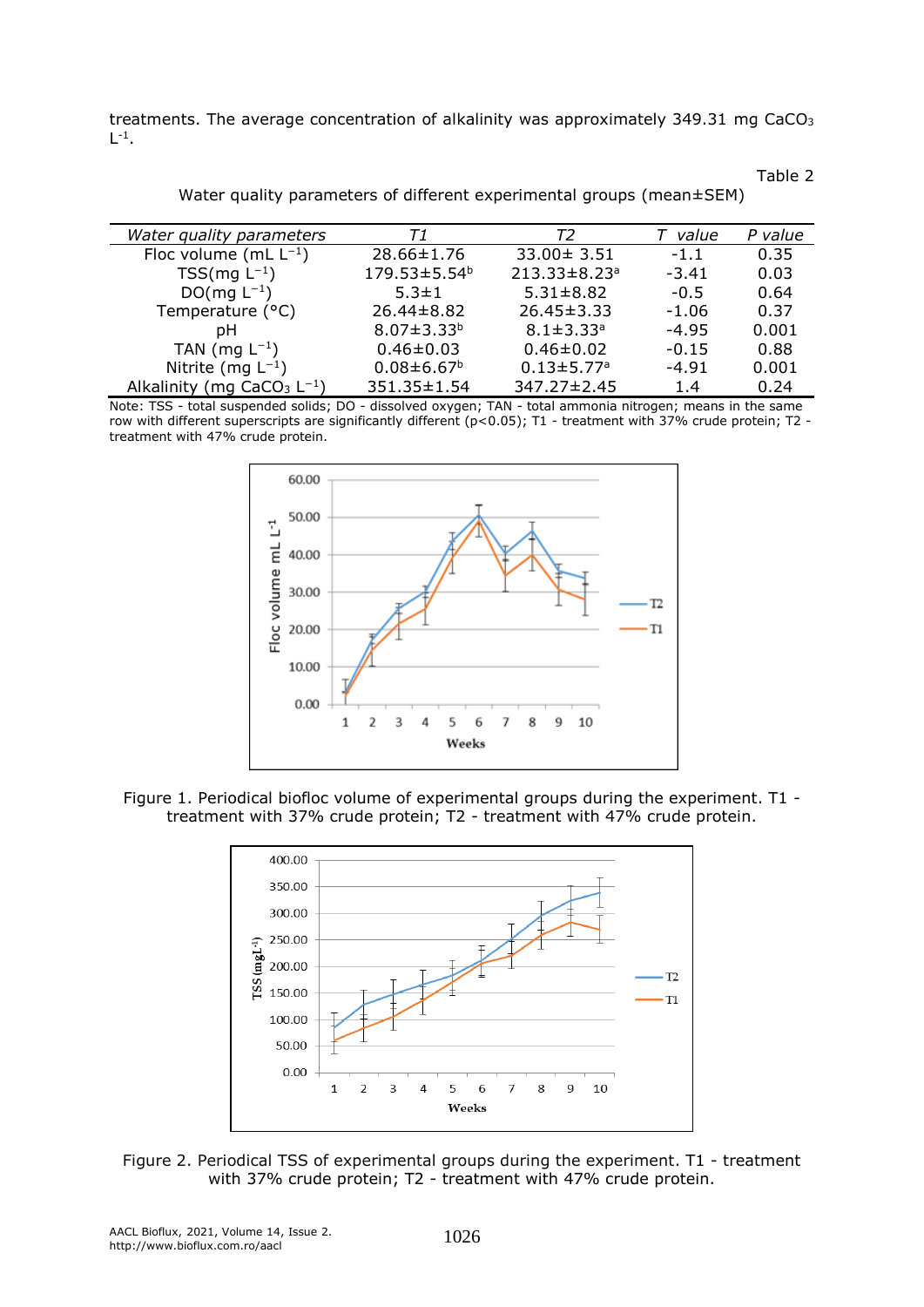treatments. The average concentration of alkalinity was approximately 349.31 mg $CaCO_3$ $L^{-1}$.

Table 2

Water quality parameters of different experimental groups (mean±SEM)

| *Water quality parameters* | *T1* | *T2* | *T value* | *P value* |
|---|---|---|---|---|
| Floc volume (mL $L^{-1}$) | 28.66±1.76 | 33.00± 3.51 | -1.1 | 0.35 |
| TSS(mg $L^{-1}$) | 179.53±5.54$^{b}$ | 213.33±8.23$^{a}$ | -3.41 | 0.03 |
| DO(mg $L^{-1}$) | 5.3±1 | 5.31±8.82 | -0.5 | 0.64 |
| Temperature (°C) | 26.44±8.82 | 26.45±3.33 | -1.06 | 0.37 |
| pH | 8.07±3.33$^{b}$ | 8.1±3.33$^{a}$ | -4.95 | 0.001 |
| TAN (mg $L^{-1}$) | 0.46±0.03 | 0.46±0.02 | -0.15 | 0.88 |
| Nitrite (mg $L^{-1}$) | 0.08±6.67$^{b}$ | 0.13±5.77$^{a}$ | -4.91 | 0.001 |
| Alkalinity (mg $CaCO_3$ $L^{-1}$) | 351.35±1.54 | 347.27±2.45 | 1.4 | 0.24 |

Note: TSS - total suspended solids; DO - dissolved oxygen; TAN - total ammonia nitrogen; means in the same row with different superscripts are significantly different ($p<0.05$); T1 - treatment with 37% crude protein; T2 - treatment with 47% crude protein.

Figure 1. Periodical biofloc volume of experimental groups during the experiment. T1 - treatment with 37% crude protein; T2 - treatment with 47% crude protein.

Figure 2. Periodical TSS of experimental groups during the experiment. T1 - treatment with 37% crude protein; T2 - treatment with 47% crude protein.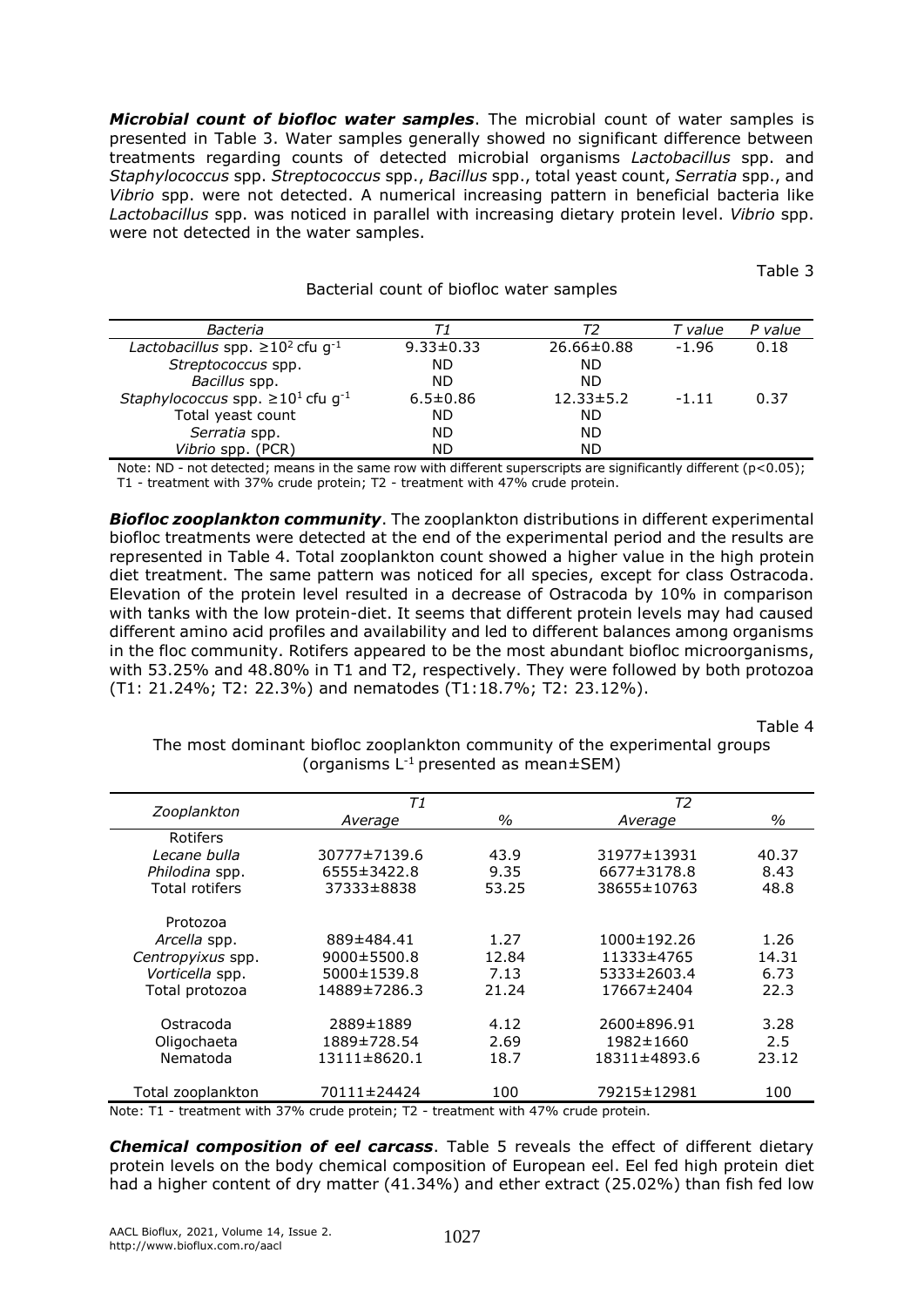***Microbial count of biofloc water samples***. The microbial count of water samples is presented in Table 3. Water samples generally showed no significant difference between treatments regarding counts of detected microbial organisms *Lactobacillus* spp. and *Staphylococcus* spp. *Streptococcus* spp., *Bacillus* spp., total yeast count, *Serratia* spp., and *Vibrio* spp. were not detected. A numerical increasing pattern in beneficial bacteria like *Lactobacillus* spp. was noticed in parallel with increasing dietary protein level. *Vibrio* spp. were not detected in the water samples.

Table 3

Bacterial count of biofloc water samples

| *Bacteria* | *T1* | *T2* | *T value* | *P value* |
|---|---|---|---|---|
| *Lactobacillus* spp. $\geq 10^2$ cfu $g^{-1}$ | 9.33±0.33 | 26.66±0.88 | -1.96 | 0.18 |
| *Streptococcus* spp. | ND | ND | | |
| *Bacillus* spp. | ND | ND | | |
| *Staphylococcus* spp. $\geq 10^1$ cfu $g^{-1}$ | 6.5±0.86 | 12.33±5.2 | -1.11 | 0.37 |
| Total yeast count | ND | ND | | |
| *Serratia* spp. | ND | ND | | |
| *Vibrio* spp. (PCR) | ND | ND | | |

Note: ND - not detected; means in the same row with different superscripts are significantly different ($p<0.05$); T1 - treatment with 37% crude protein; T2 - treatment with 47% crude protein.

***Biofloc zooplankton community***. The zooplankton distributions in different experimental biofloc treatments were detected at the end of the experimental period and the results are represented in Table 4. Total zooplankton count showed a higher value in the high protein diet treatment. The same pattern was noticed for all species, except for class Ostracoda. Elevation of the protein level resulted in a decrease of Ostracoda by 10% in comparison with tanks with the low protein-diet. It seems that different protein levels may had caused different amino acid profiles and availability and led to different balances among organisms in the floc community. Rotifers appeared to be the most abundant biofloc microorganisms, with 53.25% and 48.80% in T1 and T2, respectively. They were followed by both protozoa (T1: 21.24%; T2: 22.3%) and nematodes (T1:18.7%; T2: 23.12%).

Table 4

The most dominant biofloc zooplankton community of the experimental groups (organisms $L^{-1}$ presented as mean±SEM)

| *Zooplankton* | *T1* | | *T2* | |
|---|---|---|---|---|
| | *Average* | *%* | *Average* | *%* |
| Rotifers | | | | |
| *Lecane bulla* | 30777±7139.6 | 43.9 | 31977±13931 | 40.37 |
| *Philodina* spp. | 6555±3422.8 | 9.35 | 6677±3178.8 | 8.43 |
| Total rotifers | 37333±8838 | 53.25 | 38655±10763 | 48.8 |
| Protozoa | | | | |
| *Arcella* spp. | 889±484.41 | 1.27 | 1000±192.26 | 1.26 |
| *Centropyixus* spp. | 9000±5500.8 | 12.84 | 11333±4765 | 14.31 |
| *Vorticella* spp. | 5000±1539.8 | 7.13 | 5333±2603.4 | 6.73 |
| Total protozoa | 14889±7286.3 | 21.24 | 17667±2404 | 22.3 |
| Ostracoda | 2889±1889 | 4.12 | 2600±896.91 | 3.28 |
| Oligochaeta | 1889±728.54 | 2.69 | 1982±1660 | 2.5 |
| Nematoda | 13111±8620.1 | 18.7 | 18311±4893.6 | 23.12 |
| Total zooplankton | 70111±24424 | 100 | 79215±12981 | 100 |

Note: T1 - treatment with 37% crude protein; T2 - treatment with 47% crude protein.

***Chemical composition of eel carcass***. Table 5 reveals the effect of different dietary protein levels on the body chemical composition of European eel. Eel fed high protein diet had a higher content of dry matter (41.34%) and ether extract (25.02%) than fish fed low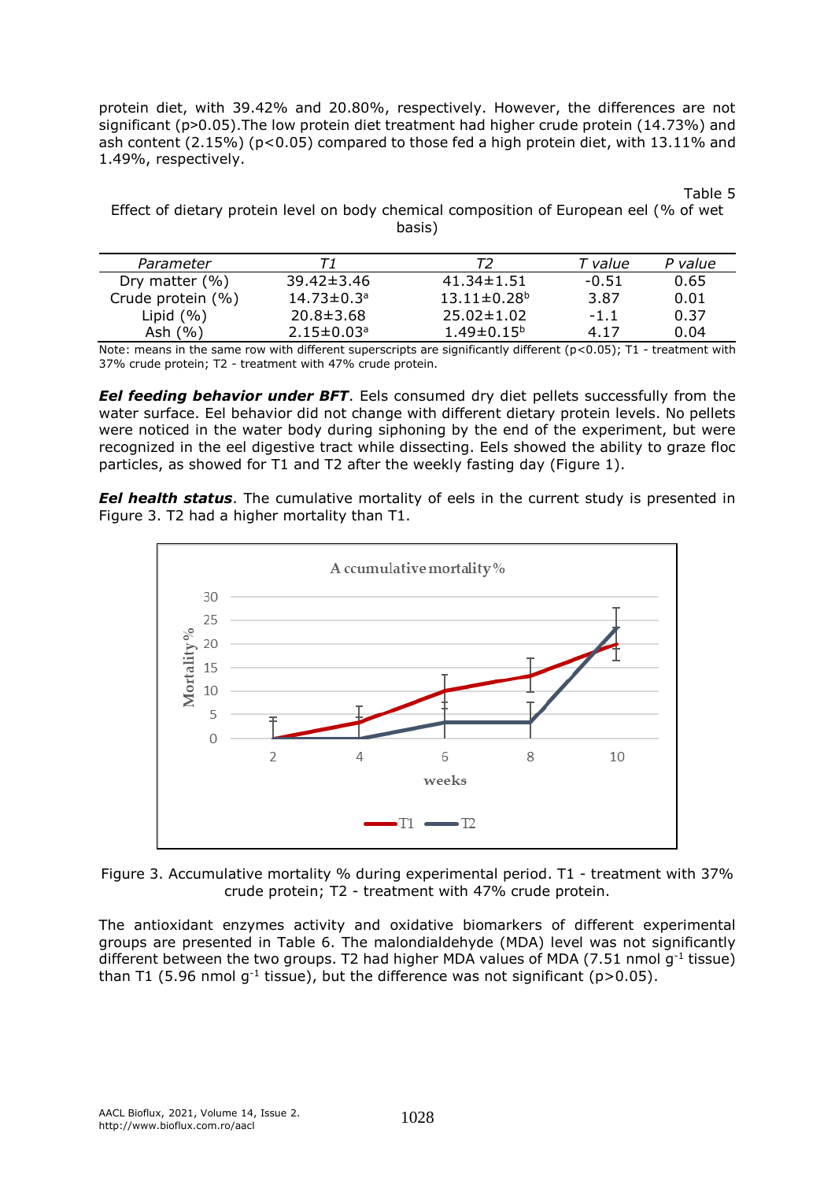protein diet, with 39.42% and 20.80%, respectively. However, the differences are not significant ($p>0.05$).The low protein diet treatment had higher crude protein (14.73%) and ash content (2.15%) ($p<0.05$) compared to those fed a high protein diet, with 13.11% and 1.49%, respectively.

Table 5

Effect of dietary protein level on body chemical composition of European eel (% of wet basis)

| *Parameter* | *T1* | *T2* | *T value* | *P value* |
|---|---|---|---|---|
| Dry matter (%) | 39.42±3.46 | 41.34±1.51 | -0.51 | 0.65 |
| Crude protein (%) | 14.73±0.3$^{a}$ | 13.11±0.28$^{b}$ | 3.87 | 0.01 |
| Lipid (%) | 20.8±3.68 | 25.02±1.02 | -1.1 | 0.37 |
| Ash (%) | 2.15±0.03$^{a}$ | 1.49±0.15$^{b}$ | 4.17 | 0.04 |

Note: means in the same row with different superscripts are significantly different ($p<0.05$); T1 - treatment with 37% crude protein; T2 - treatment with 47% crude protein.

***Eel feeding behavior under BFT***. Eels consumed dry diet pellets successfully from the water surface. Eel behavior did not change with different dietary protein levels. No pellets were noticed in the water body during siphoning by the end of the experiment, but were recognized in the eel digestive tract while dissecting. Eels showed the ability to graze floc particles, as showed for T1 and T2 after the weekly fasting day (Figure 1).

***Eel health status***. The cumulative mortality of eels in the current study is presented in Figure 3. T2 had a higher mortality than T1.

Figure 3. Accumulative mortality % during experimental period. T1 - treatment with 37% crude protein; T2 - treatment with 47% crude protein.

The antioxidant enzymes activity and oxidative biomarkers of different experimental groups are presented in Table 6. The malondialdehyde (MDA) level was not significantly different between the two groups. T2 had higher MDA values of MDA (7.51 nmol $g^{-1}$ tissue) than T1 (5.96 nmol $g^{-1}$ tissue), but the difference was not significant ($p>0.05$).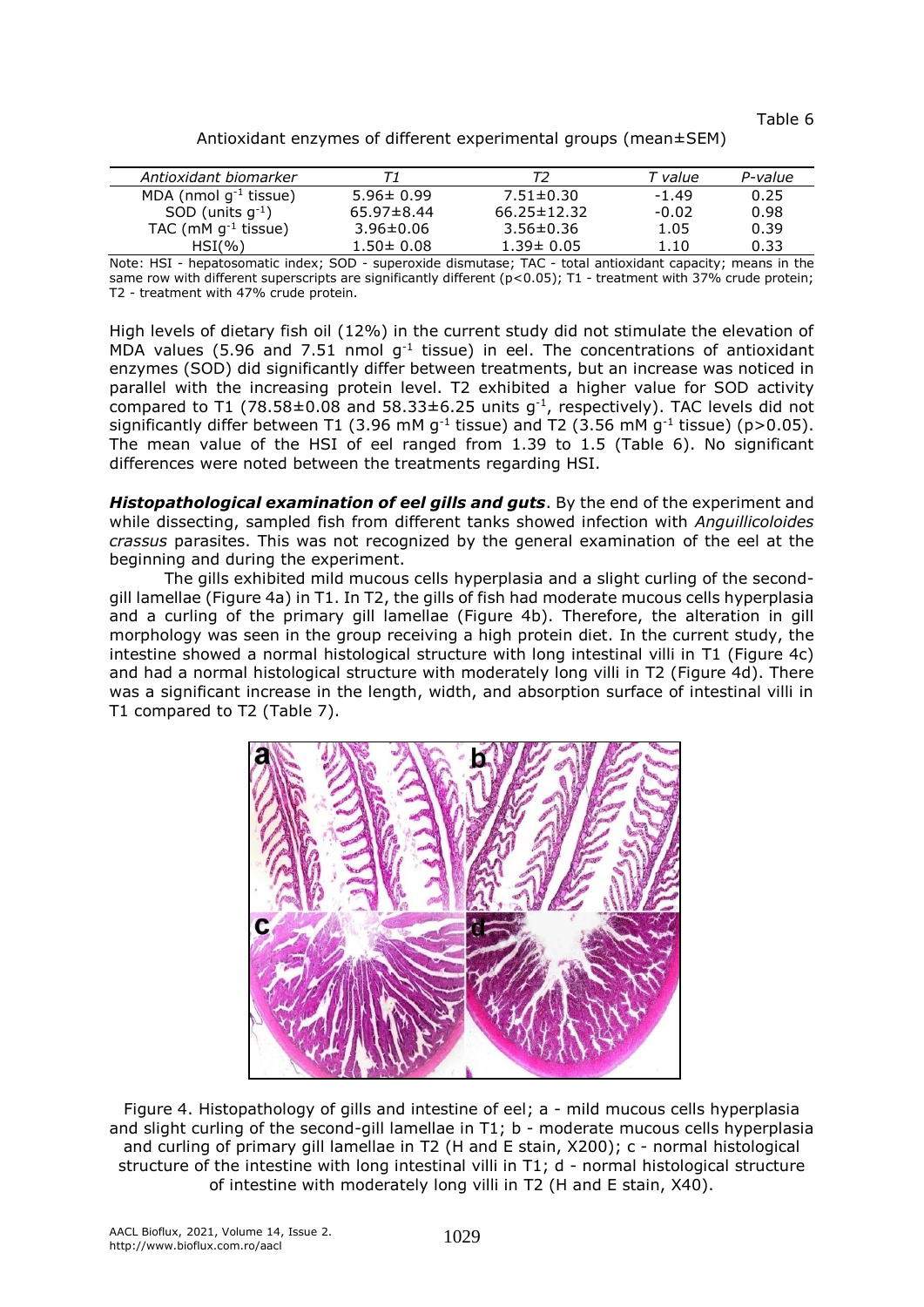Table 6

Antioxidant enzymes of different experimental groups (mean±SEM)

| Antioxidant biomarker | T1 | T2 | T value | P-value |
|---|---|---|---|---|
| MDA (nmol $g^{-1}$ tissue) | 5.96± 0.99 | 7.51±0.30 | -1.49 | 0.25 |
| SOD (units $g^{-1}$) | 65.97±8.44 | 66.25±12.32 | -0.02 | 0.98 |
| TAC (mM $g^{-1}$ tissue) | 3.96±0.06 | 3.56±0.36 | 1.05 | 0.39 |
| HSI(%) | 1.50± 0.08 | 1.39± 0.05 | 1.10 | 0.33 |

Note: HSI - hepatosomatic index; SOD - superoxide dismutase; TAC - total antioxidant capacity; means in the same row with different superscripts are significantly different ($p<0.05$); T1 - treatment with 37% crude protein; T2 - treatment with 47% crude protein.

High levels of dietary fish oil (12%) in the current study did not stimulate the elevation of MDA values (5.96 and 7.51 nmol $g^{-1}$ tissue) in eel. The concentrations of antioxidant enzymes (SOD) did significantly differ between treatments, but an increase was noticed in parallel with the increasing protein level. T2 exhibited a higher value for SOD activity compared to T1 (78.58±0.08 and 58.33±6.25 units $g^{-1}$, respectively). TAC levels did not significantly differ between T1 (3.96 mM $g^{-1}$ tissue) and T2 (3.56 mM $g^{-1}$ tissue) ($p>0.05$). The mean value of the HSI of eel ranged from 1.39 to 1.5 (Table 6). No significant differences were noted between the treatments regarding HSI.

***Histopathological examination of eel gills and guts***. By the end of the experiment and while dissecting, sampled fish from different tanks showed infection with *Anguillicoloides crassus* parasites. This was not recognized by the general examination of the eel at the beginning and during the experiment.

The gills exhibited mild mucous cells hyperplasia and a slight curling of the second-gill lamellae (Figure 4a) in T1. In T2, the gills of fish had moderate mucous cells hyperplasia and a curling of the primary gill lamellae (Figure 4b). Therefore, the alteration in gill morphology was seen in the group receiving a high protein diet. In the current study, the intestine showed a normal histological structure with long intestinal villi in T1 (Figure 4c) and had a normal histological structure with moderately long villi in T2 (Figure 4d). There was a significant increase in the length, width, and absorption surface of intestinal villi in T1 compared to T2 (Table 7).

Figure 4. Histopathology of gills and intestine of eel; a - mild mucous cells hyperplasia and slight curling of the second-gill lamellae in T1; b - moderate mucous cells hyperplasia and curling of primary gill lamellae in T2 (H and E stain, X200); c - normal histological structure of the intestine with long intestinal villi in T1; d - normal histological structure of intestine with moderately long villi in T2 (H and E stain, X40).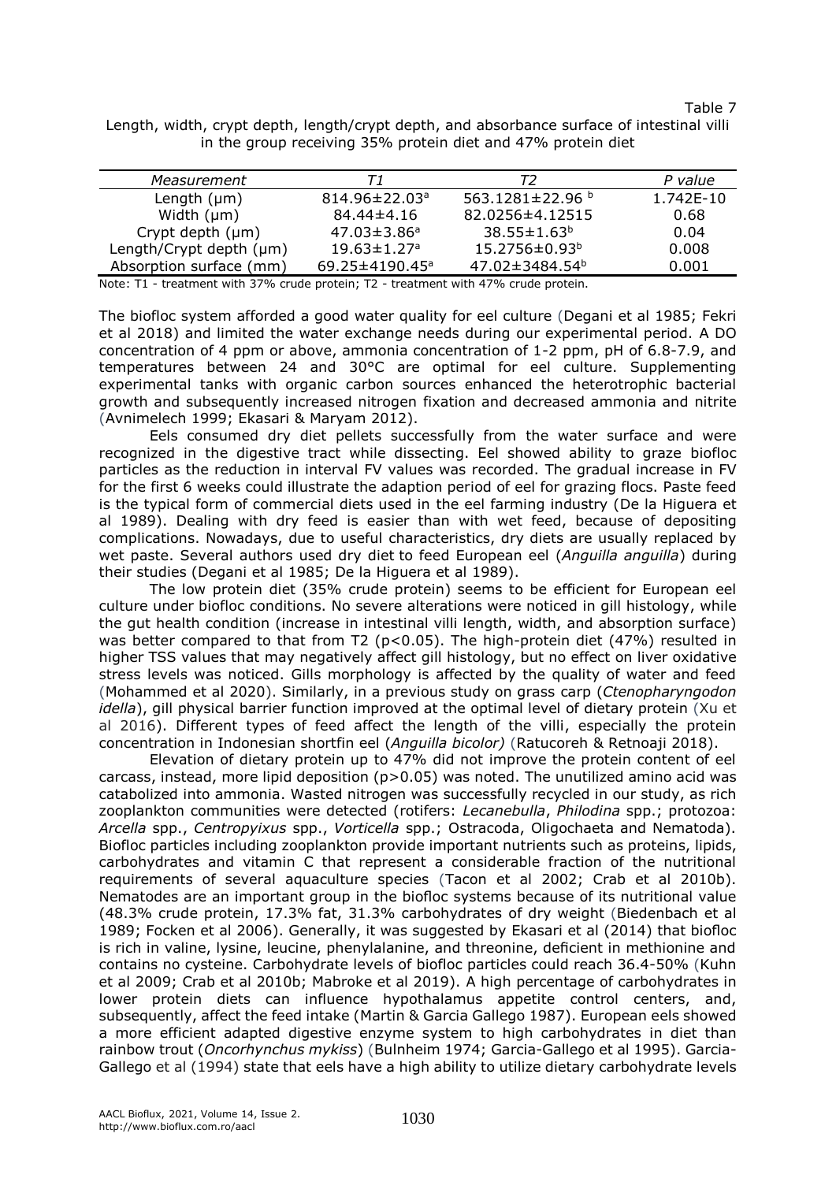Table 7

Length, width, crypt depth, length/crypt depth, and absorbance surface of intestinal villi in the group receiving 35% protein diet and 47% protein diet

| *Measurement* | *T1* | *T2* | *P value* |
|---|---|---|---|
| Length (μm) | 814.96±22.03[a] | 563.1281±22.96 [b] | 1.742E-10 |
| Width (μm) | 84.44±4.16 | 82.0256±4.12515 | 0.68 |
| Crypt depth (μm) | 47.03±3.86[a] | 38.55±1.63[b] | 0.04 |
| Length/Crypt depth (μm) | 19.63±1.27[a] | 15.2756±0.93[b] | 0.008 |
| Absorption surface (mm) | 69.25±4190.45[a] | 47.02±3484.54[b] | 0.001 |

Note: T1 - treatment with 37% crude protein; T2 - treatment with 47% crude protein.

The biofloc system afforded a good water quality for eel culture (Degani et al 1985; Fekri et al 2018) and limited the water exchange needs during our experimental period. A DO concentration of 4 ppm or above, ammonia concentration of 1-2 ppm, pH of 6.8-7.9, and temperatures between 24 and 30°C are optimal for eel culture. Supplementing experimental tanks with organic carbon sources enhanced the heterotrophic bacterial growth and subsequently increased nitrogen fixation and decreased ammonia and nitrite (Avnimelech 1999; Ekasari & Maryam 2012).

Eels consumed dry diet pellets successfully from the water surface and were recognized in the digestive tract while dissecting. Eel showed ability to graze biofloc particles as the reduction in interval FV values was recorded. The gradual increase in FV for the first 6 weeks could illustrate the adaption period of eel for grazing flocs. Paste feed is the typical form of commercial diets used in the eel farming industry (De la Higuera et al 1989). Dealing with dry feed is easier than with wet feed, because of depositing complications. Nowadays, due to useful characteristics, dry diets are usually replaced by wet paste. Several authors used dry diet to feed European eel (*Anguilla anguilla*) during their studies (Degani et al 1985; De la Higuera et al 1989).

The low protein diet (35% crude protein) seems to be efficient for European eel culture under biofloc conditions. No severe alterations were noticed in gill histology, while the gut health condition (increase in intestinal villi length, width, and absorption surface) was better compared to that from T2 ($p<0.05$). The high-protein diet (47%) resulted in higher TSS values that may negatively affect gill histology, but no effect on liver oxidative stress levels was noticed. Gills morphology is affected by the quality of water and feed (Mohammed et al 2020). Similarly, in a previous study on grass carp (*Ctenopharyngodon idella*), gill physical barrier function improved at the optimal level of dietary protein (Xu et al 2016). Different types of feed affect the length of the villi, especially the protein concentration in Indonesian shortfin eel (*Anguilla bicolor)* (Ratucoreh & Retnoaji 2018).

Elevation of dietary protein up to 47% did not improve the protein content of eel carcass, instead, more lipid deposition ($p>0.05$) was noted. The unutilized amino acid was catabolized into ammonia. Wasted nitrogen was successfully recycled in our study, as rich zooplankton communities were detected (rotifers: *Lecanebulla*, *Philodina* spp.; protozoa: *Arcella* spp., *Centropyixus* spp., *Vorticella* spp.; Ostracoda, Oligochaeta and Nematoda). Biofloc particles including zooplankton provide important nutrients such as proteins, lipids, carbohydrates and vitamin C that represent a considerable fraction of the nutritional requirements of several aquaculture species (Tacon et al 2002; Crab et al 2010b). Nematodes are an important group in the biofloc systems because of its nutritional value (48.3% crude protein, 17.3% fat, 31.3% carbohydrates of dry weight (Biedenbach et al 1989; Focken et al 2006). Generally, it was suggested by Ekasari et al (2014) that biofloc is rich in valine, lysine, leucine, phenylalanine, and threonine, deficient in methionine and contains no cysteine. Carbohydrate levels of biofloc particles could reach 36.4-50% (Kuhn et al 2009; Crab et al 2010b; Mabroke et al 2019). A high percentage of carbohydrates in lower protein diets can influence hypothalamus appetite control centers, and, subsequently, affect the feed intake (Martin & Garcia Gallego 1987). European eels showed a more efficient adapted digestive enzyme system to high carbohydrates in diet than rainbow trout (*Oncorhynchus mykiss*) (Bulnheim 1974; Garcia-Gallego et al 1995). Garcia-Gallego et al (1994) state that eels have a high ability to utilize dietary carbohydrate levels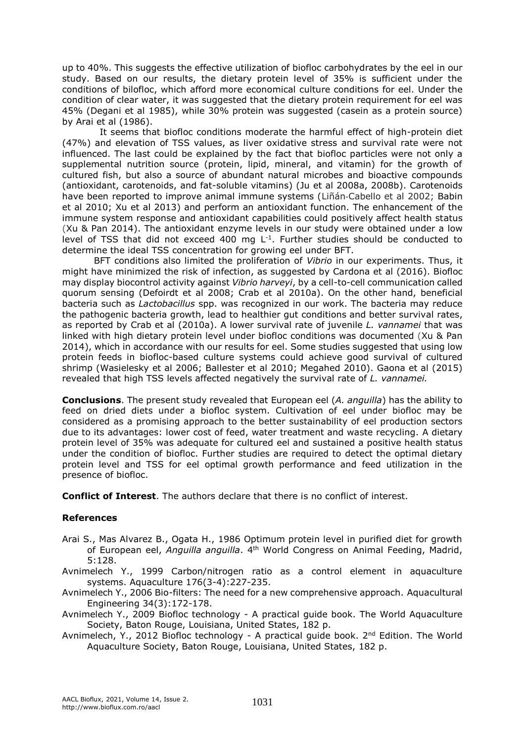up to 40%. This suggests the effective utilization of biofloc carbohydrates by the eel in our study. Based on our results, the dietary protein level of 35% is sufficient under the conditions of bilofloc, which afford more economical culture conditions for eel. Under the condition of clear water, it was suggested that the dietary protein requirement for eel was 45% (Degani et al 1985), while 30% protein was suggested (casein as a protein source) by Arai et al (1986).

It seems that biofloc conditions moderate the harmful effect of high-protein diet (47%) and elevation of TSS values, as liver oxidative stress and survival rate were not influenced. The last could be explained by the fact that biofloc particles were not only a supplemental nutrition source (protein, lipid, mineral, and vitamin) for the growth of cultured fish, but also a source of abundant natural microbes and bioactive compounds (antioxidant, carotenoids, and fat-soluble vitamins) (Ju et al 2008a, 2008b). Carotenoids have been reported to improve animal immune systems (Liñán-Cabello et al 2002; Babin et al 2010; Xu et al 2013) and perform an antioxidant function. The enhancement of the immune system response and antioxidant capabilities could positively affect health status (Xu & Pan 2014). The antioxidant enzyme levels in our studies were obtained under a low level of TSS that did not exceed 400 mg $L^{-1}$. Further studies should be conducted to determine the ideal TSS concentration for growing eel under BFT.

BFT conditions also limited the proliferation of *Vibrio* in our experiments. Thus, it might have minimized the risk of infection, as suggested by Cardona et al (2016). Biofloc may display biocontrol activity against *Vibrio harveyi*, by a cell-to-cell communication called quorum sensing (Defoirdt et al 2008; Crab et al 2010a). On the other hand, beneficial bacteria such as *Lactobacillus* spp. was recognized in our work. The bacteria may reduce the pathogenic bacteria growth, lead to healthier gut conditions and better survival rates, as reported by Crab et al (2010a). A lower survival rate of juvenile *L. vannamei* that was linked with high dietary protein level under biofloc conditions was documented (Xu & Pan 2014), which in accordance with our results for eel. Some studies suggested that using low protein feeds in biofloc-based culture systems could achieve good survival of cultured shrimp (Wasielesky et al 2006; Ballester et al 2010; Megahed 2010). Gaona et al (2015) revealed that high TSS levels affected negatively the survival rate of *L. vannamei.*

**Conclusions**. The present study revealed that European eel (*A. anguilla*) has the ability to feed on dried diets under a biofloc system. Cultivation of eel under biofloc may be considered as a promising approach to the better sustainability of eel production sectors due to its advantages: lower cost of feed, water treatment and waste recycling. A dietary protein level of 35% was adequate for cultured eel and sustained a positive health status under the condition of biofloc. Further studies are required to detect the optimal dietary protein level and TSS for eel optimal growth performance and feed utilization in the presence of biofloc.

**Conflict of Interest**. The authors declare that there is no conflict of interest.

### References

Arai S., Mas Alvarez B., Ogata H., 1986 Optimum protein level in purified diet for growth of European eel, *Anguilla anguilla*. 4th World Congress on Animal Feeding, Madrid, 5:128.

Avnimelech Y., 1999 Carbon/nitrogen ratio as a control element in aquaculture systems. Aquaculture 176(3-4):227-235.

Avnimelech Y., 2006 Bio-filters: The need for a new comprehensive approach. Aquacultural Engineering 34(3):172-178.

Avnimelech Y., 2009 Biofloc technology - A practical guide book. The World Aquaculture Society, Baton Rouge, Louisiana, United States, 182 p.

Avnimelech, Y., 2012 Biofloc technology - A practical guide book. 2nd Edition. The World Aquaculture Society, Baton Rouge, Louisiana, United States, 182 p.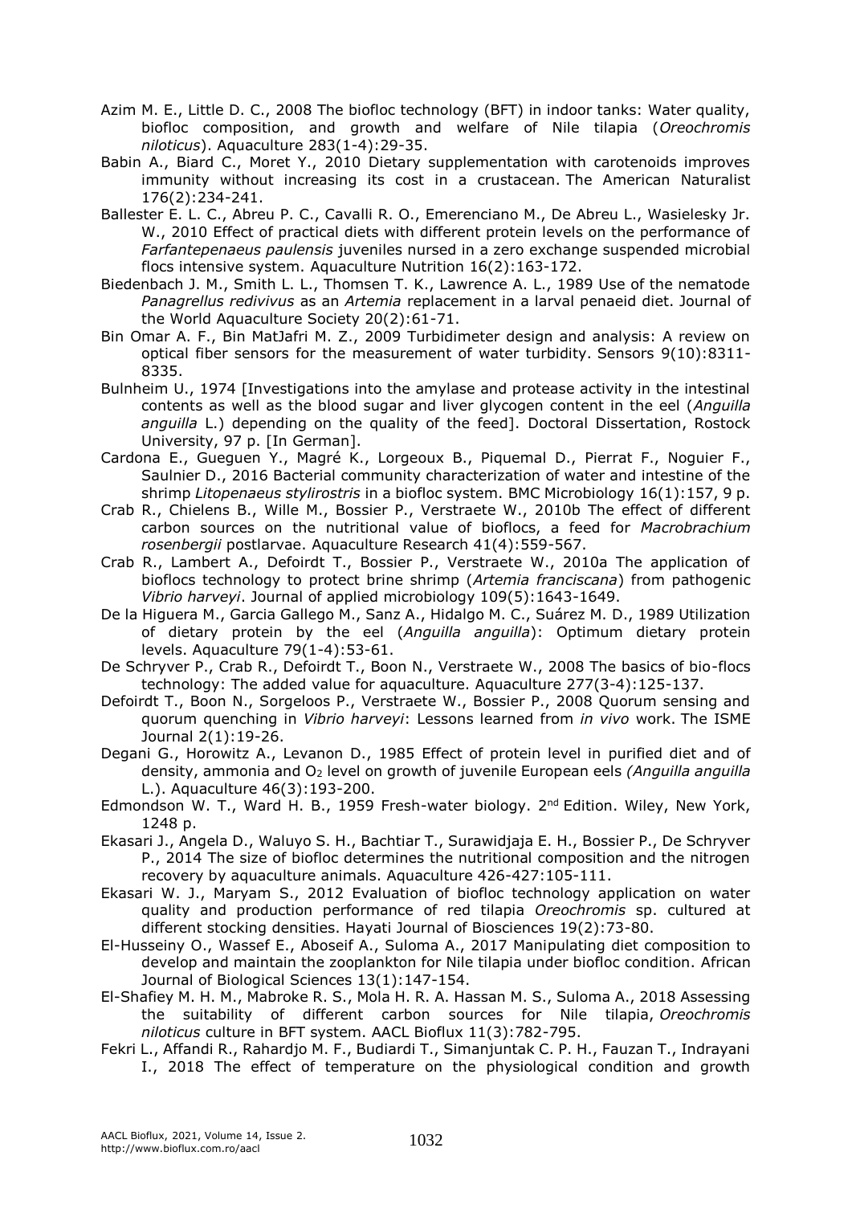Azim M. E., Little D. C., 2008 The biofloc technology (BFT) in indoor tanks: Water quality, biofloc composition, and growth and welfare of Nile tilapia (*Oreochromis niloticus*). Aquaculture 283(1-4):29-35.

Babin A., Biard C., Moret Y., 2010 Dietary supplementation with carotenoids improves immunity without increasing its cost in a crustacean. The American Naturalist 176(2):234-241.

Ballester E. L. C., Abreu P. C., Cavalli R. O., Emerenciano M., De Abreu L., Wasielesky Jr. W., 2010 Effect of practical diets with different protein levels on the performance of *Farfantepenaeus paulensis* juveniles nursed in a zero exchange suspended microbial flocs intensive system. Aquaculture Nutrition 16(2):163-172.

Biedenbach J. M., Smith L. L., Thomsen T. K., Lawrence A. L., 1989 Use of the nematode *Panagrellus redivivus* as an *Artemia* replacement in a larval penaeid diet. Journal of the World Aquaculture Society 20(2):61-71.

Bin Omar A. F., Bin MatJafri M. Z., 2009 Turbidimeter design and analysis: A review on optical fiber sensors for the measurement of water turbidity. Sensors 9(10):8311-8335.

Bulnheim U., 1974 [Investigations into the amylase and protease activity in the intestinal contents as well as the blood sugar and liver glycogen content in the eel (*Anguilla anguilla* L.) depending on the quality of the feed]. Doctoral Dissertation, Rostock University, 97 p. [In German].

Cardona E., Gueguen Y., Magré K., Lorgeoux B., Piquemal D., Pierrat F., Noguier F., Saulnier D., 2016 Bacterial community characterization of water and intestine of the shrimp *Litopenaeus stylirostris* in a biofloc system. BMC Microbiology 16(1):157, 9 p.

Crab R., Chielens B., Wille M., Bossier P., Verstraete W., 2010b The effect of different carbon sources on the nutritional value of bioflocs, a feed for *Macrobrachium rosenbergii* postlarvae. Aquaculture Research 41(4):559-567.

Crab R., Lambert A., Defoirdt T., Bossier P., Verstraete W., 2010a The application of bioflocs technology to protect brine shrimp (*Artemia franciscana*) from pathogenic *Vibrio harveyi*. Journal of applied microbiology 109(5):1643-1649.

De la Higuera M., Garcia Gallego M., Sanz A., Hidalgo M. C., Suárez M. D., 1989 Utilization of dietary protein by the eel (*Anguilla anguilla*): Optimum dietary protein levels. Aquaculture 79(1-4):53-61.

De Schryver P., Crab R., Defoirdt T., Boon N., Verstraete W., 2008 The basics of bio-flocs technology: The added value for aquaculture. Aquaculture 277(3-4):125-137.

Defoirdt T., Boon N., Sorgeloos P., Verstraete W., Bossier P., 2008 Quorum sensing and quorum quenching in *Vibrio harveyi*: Lessons learned from *in vivo* work. The ISME Journal 2(1):19-26.

Degani G., Horowitz A., Levanon D., 1985 Effect of protein level in purified diet and of density, ammonia and $O_2$ level on growth of juvenile European eels *(Anguilla anguilla* L.). Aquaculture 46(3):193-200.

Edmondson W. T., Ward H. B., 1959 Fresh-water biology. 2nd Edition. Wiley, New York, 1248 p.

Ekasari J., Angela D., Waluyo S. H., Bachtiar T., Surawidjaja E. H., Bossier P., De Schryver P., 2014 The size of biofloc determines the nutritional composition and the nitrogen recovery by aquaculture animals. Aquaculture 426-427:105-111.

Ekasari W. J., Maryam S., 2012 Evaluation of biofloc technology application on water quality and production performance of red tilapia *Oreochromis* sp. cultured at different stocking densities. Hayati Journal of Biosciences 19(2):73-80.

El-Husseiny O., Wassef E., Aboseif A., Suloma A., 2017 Manipulating diet composition to develop and maintain the zooplankton for Nile tilapia under biofloc condition. African Journal of Biological Sciences 13(1):147-154.

El-Shafiey M. H. M., Mabroke R. S., Mola H. R. A. Hassan M. S., Suloma A., 2018 Assessing the suitability of different carbon sources for Nile tilapia, *Oreochromis niloticus* culture in BFT system. AACL Bioflux 11(3):782-795.

Fekri L., Affandi R., Rahardjo M. F., Budiardi T., Simanjuntak C. P. H., Fauzan T., Indrayani I., 2018 The effect of temperature on the physiological condition and growth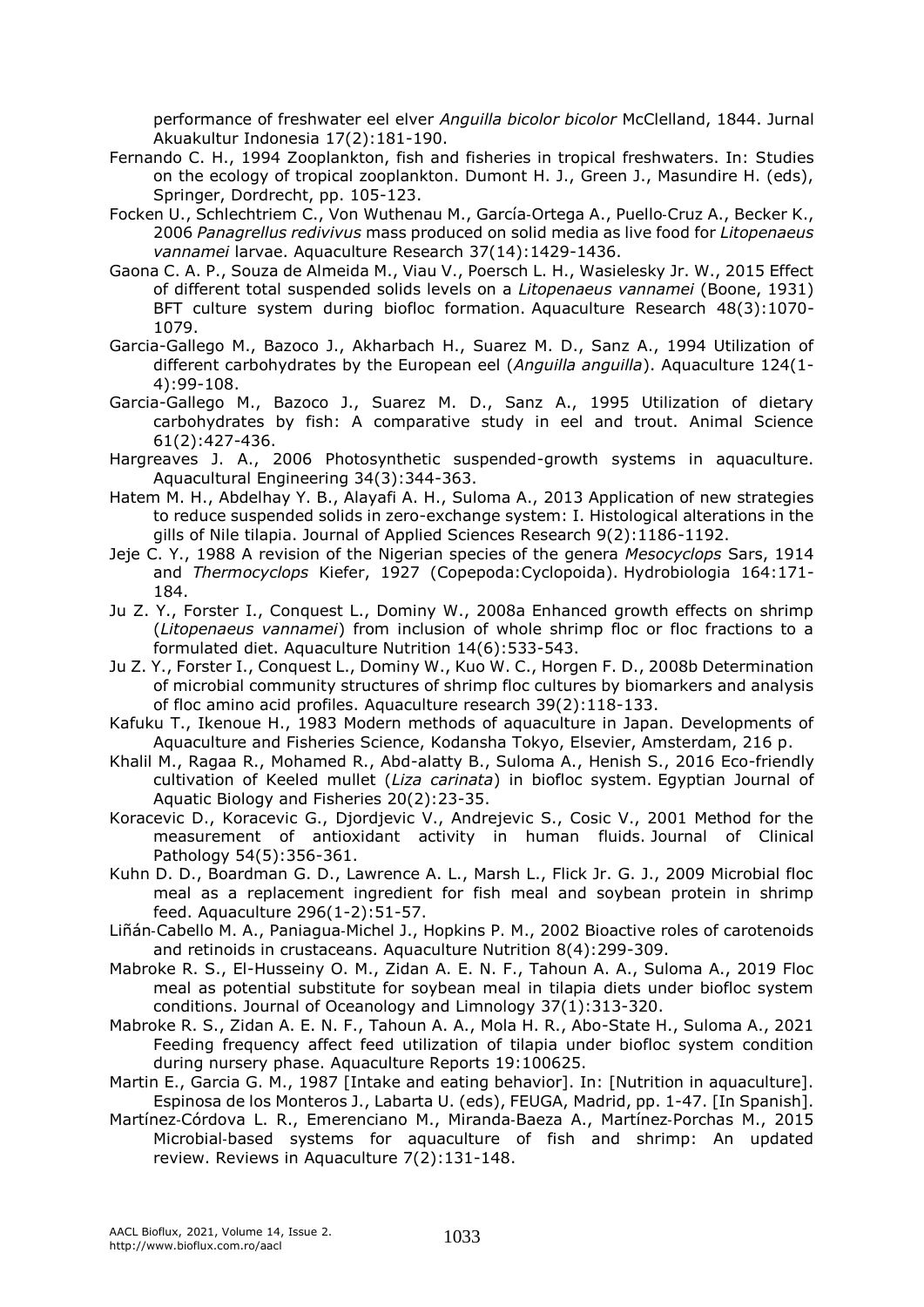performance of freshwater eel elver *Anguilla bicolor bicolor* McClelland, 1844. Jurnal Akuakultur Indonesia 17(2):181-190.

Fernando C. H., 1994 Zooplankton, fish and fisheries in tropical freshwaters. In: Studies on the ecology of tropical zooplankton. Dumont H. J., Green J., Masundire H. (eds), Springer, Dordrecht, pp. 105-123.

Focken U., Schlechtriem C., Von Wuthenau M., García‐Ortega A., Puello‐Cruz A., Becker K., 2006 *Panagrellus redivivus* mass produced on solid media as live food for *Litopenaeus vannamei* larvae. Aquaculture Research 37(14):1429-1436.

Gaona C. A. P., Souza de Almeida M., Viau V., Poersch L. H., Wasielesky Jr. W., 2015 Effect of different total suspended solids levels on a *Litopenaeus vannamei* (Boone, 1931) BFT culture system during biofloc formation. Aquaculture Research 48(3):1070-1079.

Garcia-Gallego M., Bazoco J., Akharbach H., Suarez M. D., Sanz A., 1994 Utilization of different carbohydrates by the European eel (*Anguilla anguilla*). Aquaculture 124(1-4):99-108.

Garcia-Gallego M., Bazoco J., Suarez M. D., Sanz A., 1995 Utilization of dietary carbohydrates by fish: A comparative study in eel and trout. Animal Science 61(2):427-436.

Hargreaves J. A., 2006 Photosynthetic suspended-growth systems in aquaculture. Aquacultural Engineering 34(3):344-363.

Hatem M. H., Abdelhay Y. B., Alayafi A. H., Suloma A., 2013 Application of new strategies to reduce suspended solids in zero-exchange system: I. Histological alterations in the gills of Nile tilapia. Journal of Applied Sciences Research 9(2):1186-1192.

Jeje C. Y., 1988 A revision of the Nigerian species of the genera *Mesocyclops* Sars, 1914 and *Thermocyclops* Kiefer, 1927 (Copepoda:Cyclopoida). Hydrobiologia 164:171-184.

Ju Z. Y., Forster I., Conquest L., Dominy W., 2008a Enhanced growth effects on shrimp (*Litopenaeus vannamei*) from inclusion of whole shrimp floc or floc fractions to a formulated diet. Aquaculture Nutrition 14(6):533-543.

Ju Z. Y., Forster I., Conquest L., Dominy W., Kuo W. C., Horgen F. D., 2008b Determination of microbial community structures of shrimp floc cultures by biomarkers and analysis of floc amino acid profiles. Aquaculture research 39(2):118-133.

Kafuku T., Ikenoue H., 1983 Modern methods of aquaculture in Japan. Developments of Aquaculture and Fisheries Science, Kodansha Tokyo, Elsevier, Amsterdam, 216 p.

Khalil M., Ragaa R., Mohamed R., Abd-alatty B., Suloma A., Henish S., 2016 Eco-friendly cultivation of Keeled mullet (*Liza carinata*) in biofloc system. Egyptian Journal of Aquatic Biology and Fisheries 20(2):23-35.

Koracevic D., Koracevic G., Djordjevic V., Andrejevic S., Cosic V., 2001 Method for the measurement of antioxidant activity in human fluids. Journal of Clinical Pathology 54(5):356-361.

Kuhn D. D., Boardman G. D., Lawrence A. L., Marsh L., Flick Jr. G. J., 2009 Microbial floc meal as a replacement ingredient for fish meal and soybean protein in shrimp feed. Aquaculture 296(1-2):51-57.

Liñán‐Cabello M. A., Paniagua‐Michel J., Hopkins P. M., 2002 Bioactive roles of carotenoids and retinoids in crustaceans. Aquaculture Nutrition 8(4):299-309.

Mabroke R. S., El-Husseiny O. M., Zidan A. E. N. F., Tahoun A. A., Suloma A., 2019 Floc meal as potential substitute for soybean meal in tilapia diets under biofloc system conditions. Journal of Oceanology and Limnology 37(1):313-320.

Mabroke R. S., Zidan A. E. N. F., Tahoun A. A., Mola H. R., Abo-State H., Suloma A., 2021 Feeding frequency affect feed utilization of tilapia under biofloc system condition during nursery phase. Aquaculture Reports 19:100625.

Martin E., Garcia G. M., 1987 [Intake and eating behavior]. In: [Nutrition in aquaculture]. Espinosa de los Monteros J., Labarta U. (eds), FEUGA, Madrid, pp. 1-47. [In Spanish].

Martínez‐Córdova L. R., Emerenciano M., Miranda‐Baeza A., Martínez‐Porchas M., 2015 Microbial‐based systems for aquaculture of fish and shrimp: An updated review. Reviews in Aquaculture 7(2):131-148.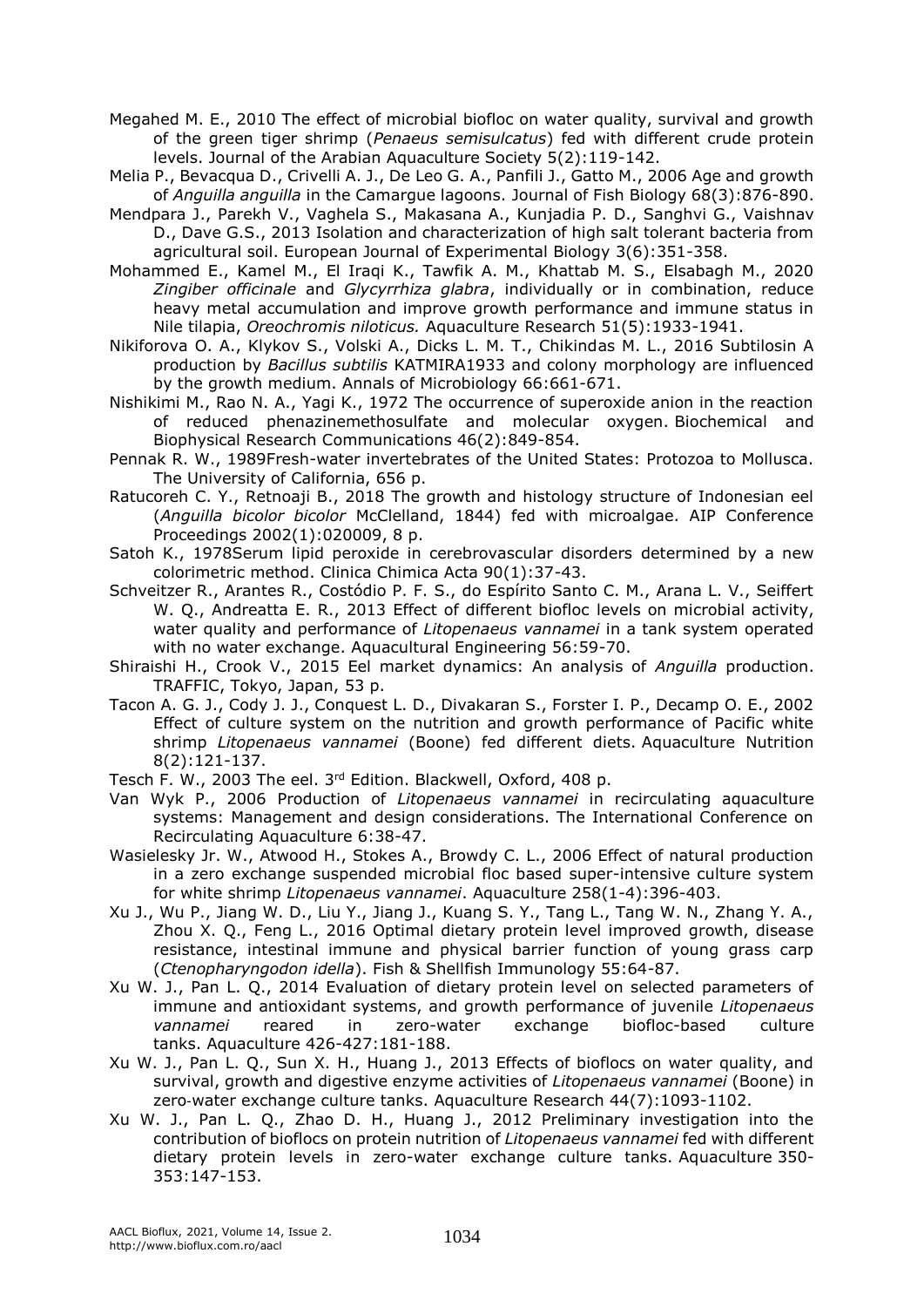Megahed M. E., 2010 The effect of microbial biofloc on water quality, survival and growth of the green tiger shrimp (*Penaeus semisulcatus*) fed with different crude protein levels. Journal of the Arabian Aquaculture Society 5(2):119-142.

Melia P., Bevacqua D., Crivelli A. J., De Leo G. A., Panfili J., Gatto M., 2006 Age and growth of *Anguilla anguilla* in the Camargue lagoons. Journal of Fish Biology 68(3):876-890.

Mendpara J., Parekh V., Vaghela S., Makasana A., Kunjadia P. D., Sanghvi G., Vaishnav D., Dave G.S., 2013 Isolation and characterization of high salt tolerant bacteria from agricultural soil. European Journal of Experimental Biology 3(6):351-358.

Mohammed E., Kamel M., El Iraqi K., Tawfik A. M., Khattab M. S., Elsabagh M., 2020 *Zingiber officinale* and *Glycyrrhiza glabra*, individually or in combination, reduce heavy metal accumulation and improve growth performance and immune status in Nile tilapia, *Oreochromis niloticus.* Aquaculture Research 51(5):1933-1941.

Nikiforova O. A., Klykov S., Volski A., Dicks L. M. T., Chikindas M. L., 2016 Subtilosin A production by *Bacillus subtilis* KATMIRA1933 and colony morphology are influenced by the growth medium. Annals of Microbiology 66:661-671.

Nishikimi M., Rao N. A., Yagi K., 1972 The occurrence of superoxide anion in the reaction of reduced phenazinemethosulfate and molecular oxygen. Biochemical and Biophysical Research Communications 46(2):849-854.

Pennak R. W., 1989Fresh-water invertebrates of the United States: Protozoa to Mollusca. The University of California, 656 p.

Ratucoreh C. Y., Retnoaji B., 2018 The growth and histology structure of Indonesian eel (*Anguilla bicolor bicolor* McClelland, 1844) fed with microalgae. AIP Conference Proceedings 2002(1):020009, 8 p.

Satoh K., 1978Serum lipid peroxide in cerebrovascular disorders determined by a new colorimetric method. Clinica Chimica Acta 90(1):37-43.

Schveitzer R., Arantes R., Costódio P. F. S., do Espírito Santo C. M., Arana L. V., Seiffert W. Q., Andreatta E. R., 2013 Effect of different biofloc levels on microbial activity, water quality and performance of *Litopenaeus vannamei* in a tank system operated with no water exchange. Aquacultural Engineering 56:59-70.

Shiraishi H., Crook V., 2015 Eel market dynamics: An analysis of *Anguilla* production. TRAFFIC, Tokyo, Japan, 53 p.

Tacon A. G. J., Cody J. J., Conquest L. D., Divakaran S., Forster I. P., Decamp O. E., 2002 Effect of culture system on the nutrition and growth performance of Pacific white shrimp *Litopenaeus vannamei* (Boone) fed different diets. Aquaculture Nutrition 8(2):121-137.

Tesch F. W., 2003 The eel. 3rd Edition. Blackwell, Oxford, 408 p.

Van Wyk P., 2006 Production of *Litopenaeus vannamei* in recirculating aquaculture systems: Management and design considerations. The International Conference on Recirculating Aquaculture 6:38-47.

Wasielesky Jr. W., Atwood H., Stokes A., Browdy C. L., 2006 Effect of natural production in a zero exchange suspended microbial floc based super-intensive culture system for white shrimp *Litopenaeus vannamei*. Aquaculture 258(1-4):396-403.

Xu J., Wu P., Jiang W. D., Liu Y., Jiang J., Kuang S. Y., Tang L., Tang W. N., Zhang Y. A., Zhou X. Q., Feng L., 2016 Optimal dietary protein level improved growth, disease resistance, intestinal immune and physical barrier function of young grass carp (*Ctenopharyngodon idella*). Fish & Shellfish Immunology 55:64-87.

Xu W. J., Pan L. Q., 2014 Evaluation of dietary protein level on selected parameters of immune and antioxidant systems, and growth performance of juvenile *Litopenaeus vannamei* reared in zero-water exchange biofloc-based culture tanks. Aquaculture 426-427:181-188.

Xu W. J., Pan L. Q., Sun X. H., Huang J., 2013 Effects of bioflocs on water quality, and survival, growth and digestive enzyme activities of *Litopenaeus vannamei* (Boone) in zero-water exchange culture tanks. Aquaculture Research 44(7):1093-1102.

Xu W. J., Pan L. Q., Zhao D. H., Huang J., 2012 Preliminary investigation into the contribution of bioflocs on protein nutrition of *Litopenaeus vannamei* fed with different dietary protein levels in zero-water exchange culture tanks. Aquaculture 350-353:147-153.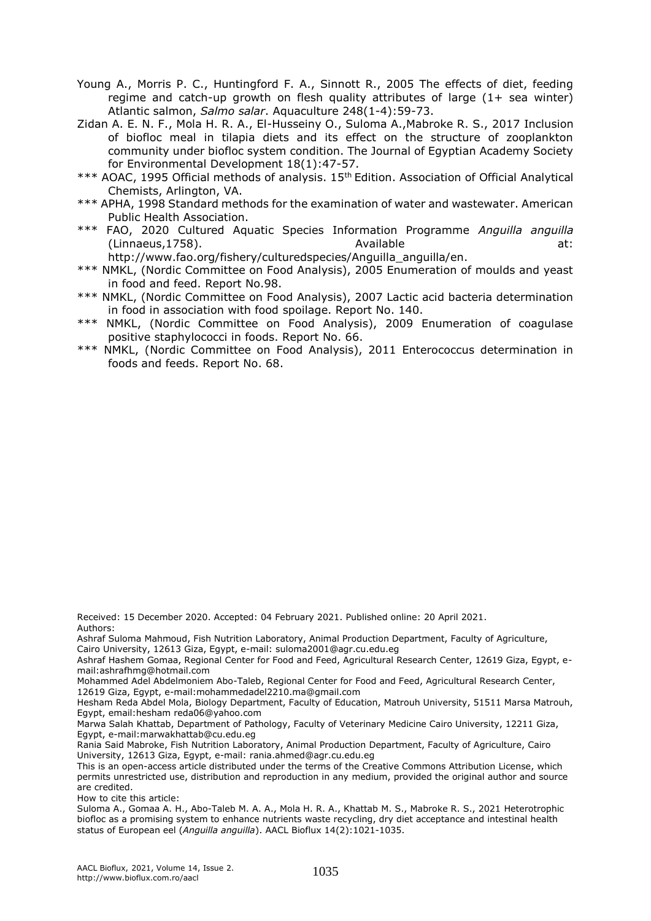Young A., Morris P. C., Huntingford F. A., Sinnott R., 2005 The effects of diet, feeding regime and catch-up growth on flesh quality attributes of large (1+ sea winter) Atlantic salmon, *Salmo salar*. Aquaculture 248(1-4):59-73.

Zidan A. E. N. F., Mola H. R. A., El-Husseiny O., Suloma A.,Mabroke R. S., 2017 Inclusion of biofloc meal in tilapia diets and its effect on the structure of zooplankton community under biofloc system condition. The Journal of Egyptian Academy Society for Environmental Development 18(1):47-57.

*** AOAC, 1995 Official methods of analysis. 15th Edition. Association of Official Analytical Chemists, Arlington, VA.

*** APHA, 1998 Standard methods for the examination of water and wastewater. American Public Health Association.

*** FAO, 2020 Cultured Aquatic Species Information Programme *Anguilla anguilla* (Linnaeus,1758). Available at: http://www.fao.org/fishery/culturedspecies/Anguilla_anguilla/en.

*** NMKL, (Nordic Committee on Food Analysis), 2005 Enumeration of moulds and yeast in food and feed. Report No.98.

*** NMKL, (Nordic Committee on Food Analysis), 2007 Lactic acid bacteria determination in food in association with food spoilage. Report No. 140.

*** NMKL, (Nordic Committee on Food Analysis), 2009 Enumeration of coagulase positive staphylococci in foods. Report No. 66.

*** NMKL, (Nordic Committee on Food Analysis), 2011 Enterococcus determination in foods and feeds. Report No. 68.

Received: 15 December 2020. Accepted: 04 February 2021. Published online: 20 April 2021.

Authors:

Ashraf Suloma Mahmoud, Fish Nutrition Laboratory, Animal Production Department, Faculty of Agriculture, Cairo University, 12613 Giza, Egypt, e-mail: suloma2001@agr.cu.edu.eg

Ashraf Hashem Gomaa, Regional Center for Food and Feed, Agricultural Research Center, 12619 Giza, Egypt, e-mail:ashrafhmg@hotmail.com

Mohammed Adel Abdelmoniem Abo-Taleb, Regional Center for Food and Feed, Agricultural Research Center, 12619 Giza, Egypt, e-mail:mohammedadel2210.ma@gmail.com

Hesham Reda Abdel Mola, Biology Department, Faculty of Education, Matrouh University, 51511 Marsa Matrouh, Egypt, email:hesham reda06@yahoo.com

Marwa Salah Khattab, Department of Pathology, Faculty of Veterinary Medicine Cairo University, 12211 Giza, Egypt, e-mail:marwakhattab@cu.edu.eg

Rania Said Mabroke, Fish Nutrition Laboratory, Animal Production Department, Faculty of Agriculture, Cairo University, 12613 Giza, Egypt, e-mail: rania.ahmed@agr.cu.edu.eg

This is an open-access article distributed under the terms of the Creative Commons Attribution License, which permits unrestricted use, distribution and reproduction in any medium, provided the original author and source are credited.

How to cite this article:

Suloma A., Gomaa A. H., Abo-Taleb M. A. A., Mola H. R. A., Khattab M. S., Mabroke R. S., 2021 Heterotrophic biofloc as a promising system to enhance nutrients waste recycling, dry diet acceptance and intestinal health status of European eel (*Anguilla anguilla*). AACL Bioflux 14(2):1021-1035.